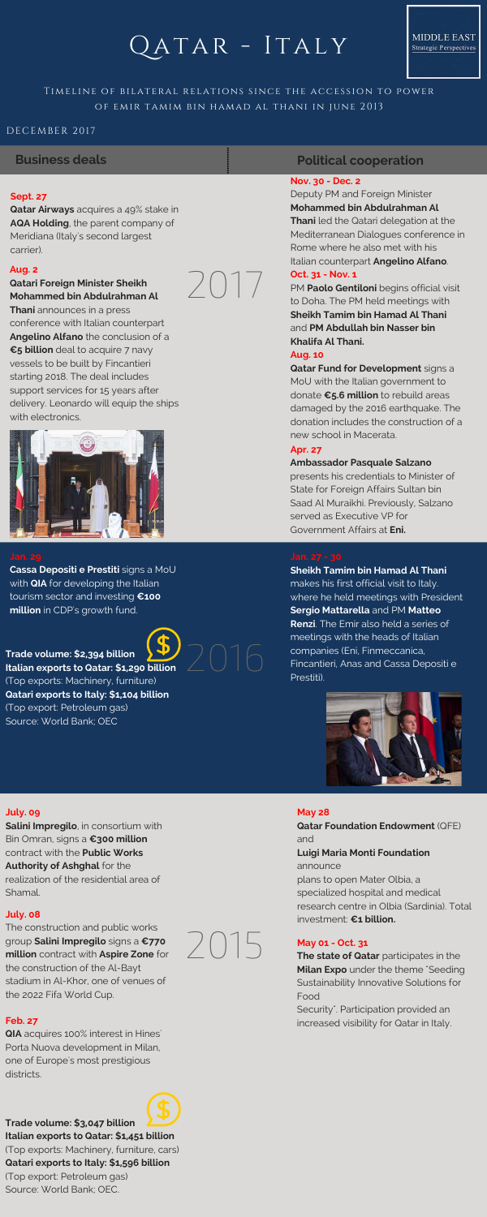# Qatar - Italy

MIDDLE EAST Strategic Perspectives

Timeline of bilateral relations since the accession to power of Emir Tamim bin Hamad Al Thani in June 2013

December 2017

## 2017

### Business deals

**Sept. 27**

**Qatar Airways** acquires a 49% stake in **AQA Holding**, the parent company of Meridiana (Italy's second largest carrier).

**Aug. 2**

**Qatari Foreign Minister Sheikh Mohammed bin Abdulrahman Al Thani** announces in a press conference with Italian counterpart **Angelino Alfano** the conclusion of a **€5 billion** deal to acquire 7 navy vessels to be built by Fincantieri starting 2018. The deal includes support services for 15 years after delivery. Leonardo will equip the ships with electronics.

### Political cooperation

**Nov. 30 - Dec. 2**

Deputy PM and Foreign Minister **Mohammed bin Abdulrahman Al Thani** led the Qatari delegation at the Mediterranean Dialogues conference in Rome where he also met with his Italian counterpart **Angelino Alfano**.

**Oct. 31 - Nov. 1**

PM **Paolo Gentiloni** begins official visit to Doha. The PM held meetings with **Sheikh Tamim bin Hamad Al Thani** and **PM Abdullah bin Nasser bin Khalifa Al Thani.**

**Aug. 10**

**Qatar Fund for Development** signs a MoU with the Italian government to donate **€5.6 million** to rebuild areas damaged by the 2016 earthquake. The donation includes the construction of a new school in Macerata.

**Apr. 27**

**Ambassador Pasquale Salzano** presents his credentials to Minister of State for Foreign Affairs Sultan bin Saad Al Muraikhi. Previously, Salzano served as Executive VP for Government Affairs at **Eni.**

## 2016

### Business deals

**Jan. 29**

**Cassa Depositi e Prestiti** signs a MoU with **QIA** for developing the Italian tourism sector and investing **€100 million** in CDP's growth fund.

**Trade volume: $2,394 billion**
**Italian exports to Qatar: $1,290 billion**
(Top exports: Machinery, furniture)
**Qatari exports to Italy: $1,104 billion**
(Top export: Petroleum gas)
Source: World Bank; OEC

### Political cooperation

**Jan. 27 - 30**

**Sheikh Tamim bin Hamad Al Thani** makes his first official visit to Italy. where he held meetings with President **Sergio Mattarella** and PM **Matteo Renzi**. The Emir also held a series of meetings with the heads of Italian companies (Eni, Finmeccanica, Fincantieri, Anas and Cassa Depositi e Prestiti).

## 2015

### Business deals

**July. 09**

**Salini Impregilo**, in consortium with Bin Omran, signs a **€300 million** contract with the **Public Works Authority of Ashghal** for the realization of the residential area of Shamal.

**July. 08**

The construction and public works group **Salini Impregilo** signs a **€770 million** contract with **Aspire Zone** for the construction of the Al-Bayt stadium in Al-Khor, one of venues of the 2022 Fifa World Cup.

**Feb. 27**

**QIA** acquires 100% interest in Hines' Porta Nuova development in Milan, one of Europe's most prestigious districts.

**Trade volume: $3,047 billion**
**Italian exports to Qatar: $1,451 billion**
(Top exports: Machinery, furniture, cars)
**Qatari exports to Italy: $1,596 billion**
(Top export: Petroleum gas)
Source: World Bank; OEC.

### Political cooperation

**May 28**

**Qatar Foundation Endowment** (QFE) and **Luigi Maria Monti Foundation** announce plans to open Mater Olbia, a specialized hospital and medical research centre in Olbia (Sardinia). Total investment: **€1 billion.**

**May 01 - Oct. 31**

**The state of Qatar** participates in the **Milan Expo** under the theme "Seeding Sustainability Innovative Solutions for Food Security". Participation provided an increased visibility for Qatar in Italy.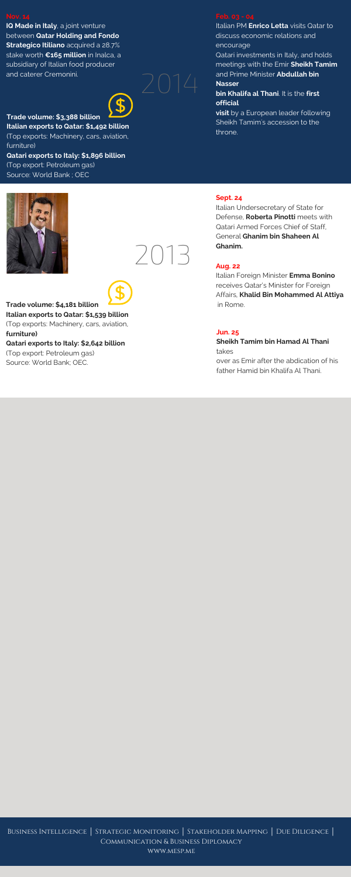## 2014

**Nov. 14**

**IQ Made in Italy**, a joint venture between **Qatar Holding and Fondo Strategico Itiliano** acquired a 28.7% stake worth **€165 million** in Inalca, a subsidiary of Italian food producer and caterer Cremonini.

**Feb. 03 - 04**

Italian PM **Enrico Letta** visits Qatar to discuss economic relations and encourage Qatari investments in Italy, and holds meetings with the Emir **Sheikh Tamim** and Prime Minister **Abdullah bin Nasser bin Khalifa al Thani**. It is the **first official visit** by a European leader following Sheikh Tamim's accession to the throne.

**Trade volume: $3,388 billion**
**Italian exports to Qatar: $1,492 billion**
(Top exports: Machinery, cars, aviation, furniture)
**Qatari exports to Italy: $1,896 billion**
(Top export: Petroleum gas)
Source: World Bank ; OEC

## 2013

**Sept. 24**

Italian Undersecretary of State for Defense, **Roberta Pinotti** meets with Qatari Armed Forces Chief of Staff, General **Ghanim bin Shaheen Al Ghanim.**

**Aug. 22**

Italian Foreign Minister **Emma Bonino** receives Qatar's Minister for Foreign Affairs, **Khalid Bin Mohammed Al Attiya** in Rome.

**Jun. 25**

**Sheikh Tamim bin Hamad Al Thani** takes over as Emir after the abdication of his father Hamid bin Khalifa Al Thani.

**Trade volume: $4,181 billion**
**Italian exports to Qatar: $1,539 billion**
(Top exports: Machinery, cars, aviation, **furniture)**
**Qatari exports to Italy: $2,642 billion**
(Top export: Petroleum gas)
Source: World Bank; OEC.

Business Intelligence | Strategic Monitoring | Stakeholder Mapping | Due Diligence | Communication & Business Diplomacy
www.mesp.me